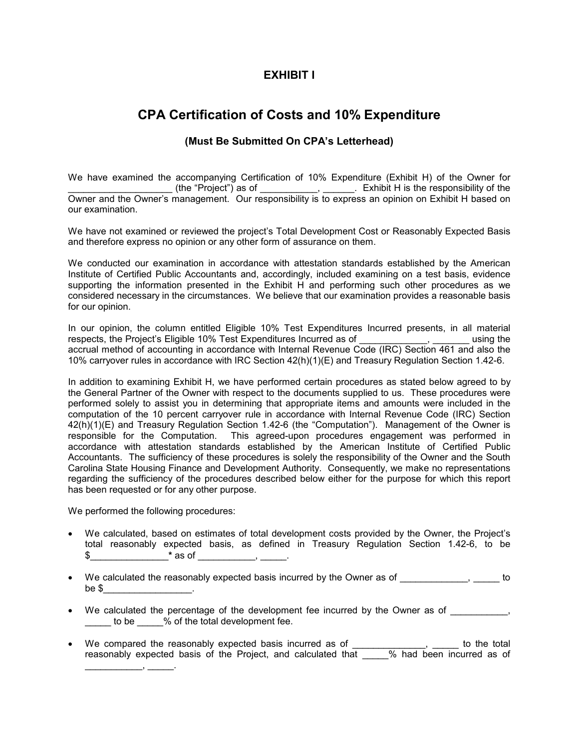# EXHIBIT I

## CPA Certification of Costs and 10% Expenditure

### (Must Be Submitted On CPA's Letterhead)

We have examined the accompanying Certification of 10% Expenditure (Exhibit H) of the Owner for ___________________ (the "Project") as of ___________, ______. Exhibit H is the responsibility of the Owner and the Owner's management. Our responsibility is to express an opinion on Exhibit H based on our examination.

We have not examined or reviewed the project's Total Development Cost or Reasonably Expected Basis and therefore express no opinion or any other form of assurance on them.

We conducted our examination in accordance with attestation standards established by the American Institute of Certified Public Accountants and, accordingly, included examining on a test basis, evidence supporting the information presented in the Exhibit H and performing such other procedures as we considered necessary in the circumstances. We believe that our examination provides a reasonable basis for our opinion.

In our opinion, the column entitled Eligible 10% Test Expenditures Incurred presents, in all material respects, the Project's Eligible 10% Test Expenditures Incurred as of _____________, _______ using the accrual method of accounting in accordance with Internal Revenue Code (IRC) Section 461 and also the 10% carryover rules in accordance with IRC Section 42(h)(1)(E) and Treasury Regulation Section 1.42-6.

In addition to examining Exhibit H, we have performed certain procedures as stated below agreed to by the General Partner of the Owner with respect to the documents supplied to us. These procedures were performed solely to assist you in determining that appropriate items and amounts were included in the computation of the 10 percent carryover rule in accordance with Internal Revenue Code (IRC) Section 42(h)(1)(E) and Treasury Regulation Section 1.42-6 (the "Computation"). Management of the Owner is responsible for the Computation. This agreed-upon procedures engagement was performed in accordance with attestation standards established by the American Institute of Certified Public Accountants. The sufficiency of these procedures is solely the responsibility of the Owner and the South Carolina State Housing Finance and Development Authority. Consequently, we make no representations regarding the sufficiency of the procedures described below either for the purpose for which this report has been requested or for any other purpose.

We performed the following procedures:

- We calculated, based on estimates of total development costs provided by the Owner, the Project's total reasonably expected basis, as defined in Treasury Regulation Section 1.42-6, to be $_______________* as of ___________, _____.

- We calculated the reasonably expected basis incurred by the Owner as of _____________, _____ to be $_________________.

- We calculated the percentage of the development fee incurred by the Owner as of ___________, _____ to be _____% of the total development fee.

- We compared the reasonably expected basis incurred as of ______________, _____ to the total reasonably expected basis of the Project, and calculated that _____% had been incurred as of ___________, _____.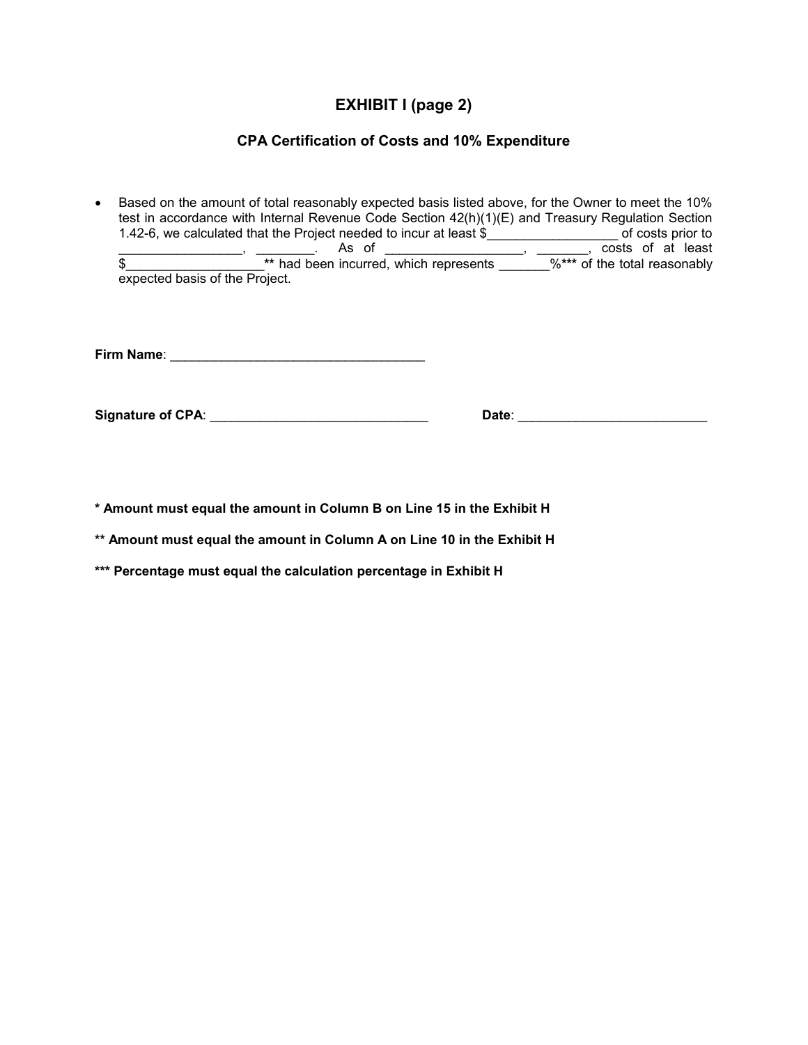# EXHIBIT I (page 2)

## CPA Certification of Costs and 10% Expenditure

- Based on the amount of total reasonably expected basis listed above, for the Owner to meet the 10% test in accordance with Internal Revenue Code Section 42(h)(1)(E) and Treasury Regulation Section 1.42-6, we calculated that the Project needed to incur at least $__________________ of costs prior to _________________, ________. As of ___________________, _______, costs of at least $___________________** had been incurred, which represents _______%*** of the total reasonably expected basis of the Project.

**Firm Name**: ___________________________________

**Signature of CPA**: ______________________________ **Date**: __________________________

**\* Amount must equal the amount in Column B on Line 15 in the Exhibit H**

**\*\* Amount must equal the amount in Column A on Line 10 in the Exhibit H**

**\*\*\* Percentage must equal the calculation percentage in Exhibit H**